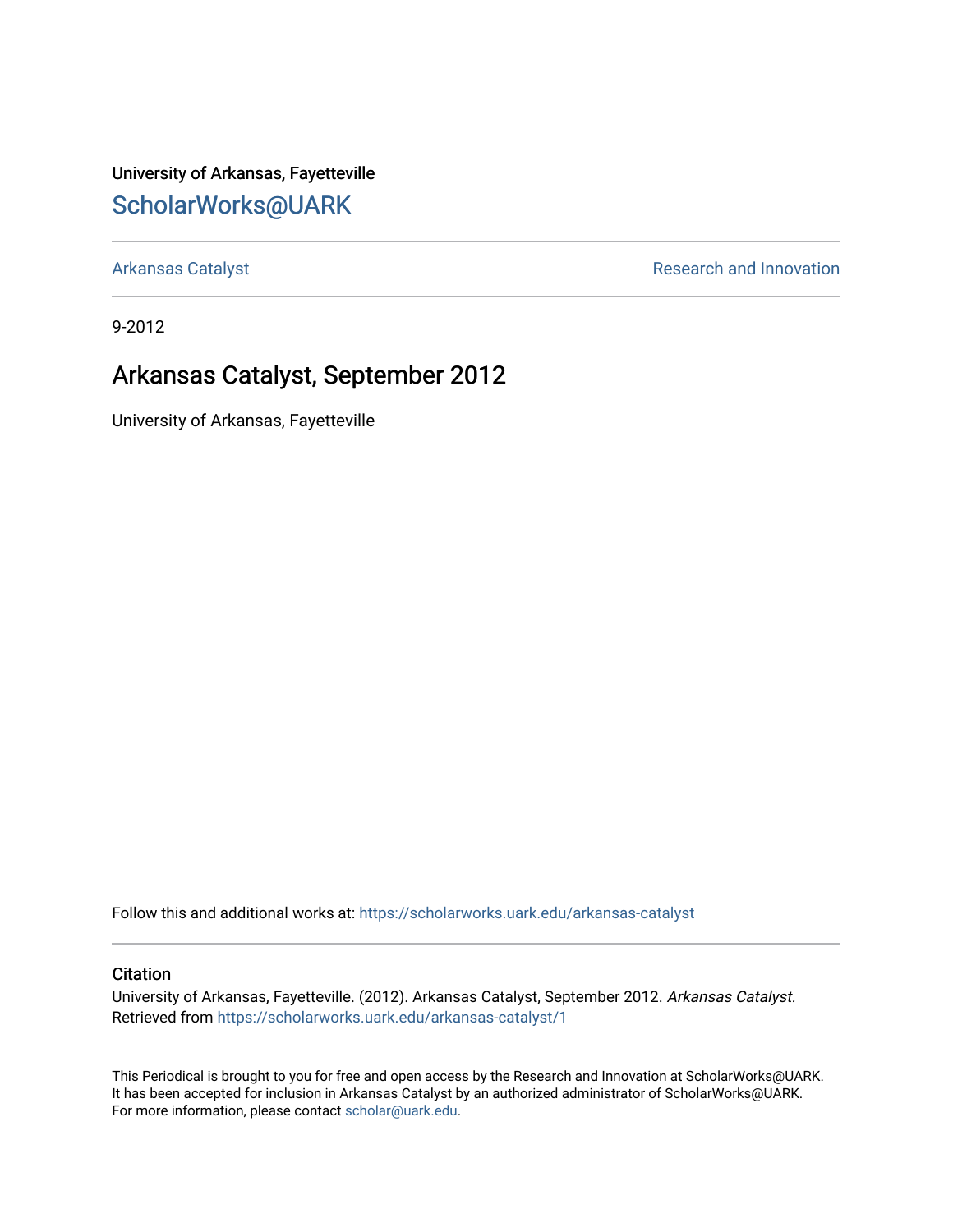University of Arkansas, Fayetteville

## ScholarWorks@UARK

Arkansas Catalyst | Research and Innovation

9-2012

# Arkansas Catalyst, September 2012

University of Arkansas, Fayetteville

Follow this and additional works at: https://scholarworks.uark.edu/arkansas-catalyst

### Citation

University of Arkansas, Fayetteville. (2012). Arkansas Catalyst, September 2012. *Arkansas Catalyst*. Retrieved from https://scholarworks.uark.edu/arkansas-catalyst/1

This Periodical is brought to you for free and open access by the Research and Innovation at ScholarWorks@UARK. It has been accepted for inclusion in Arkansas Catalyst by an authorized administrator of ScholarWorks@UARK. For more information, please contact scholar@uark.edu.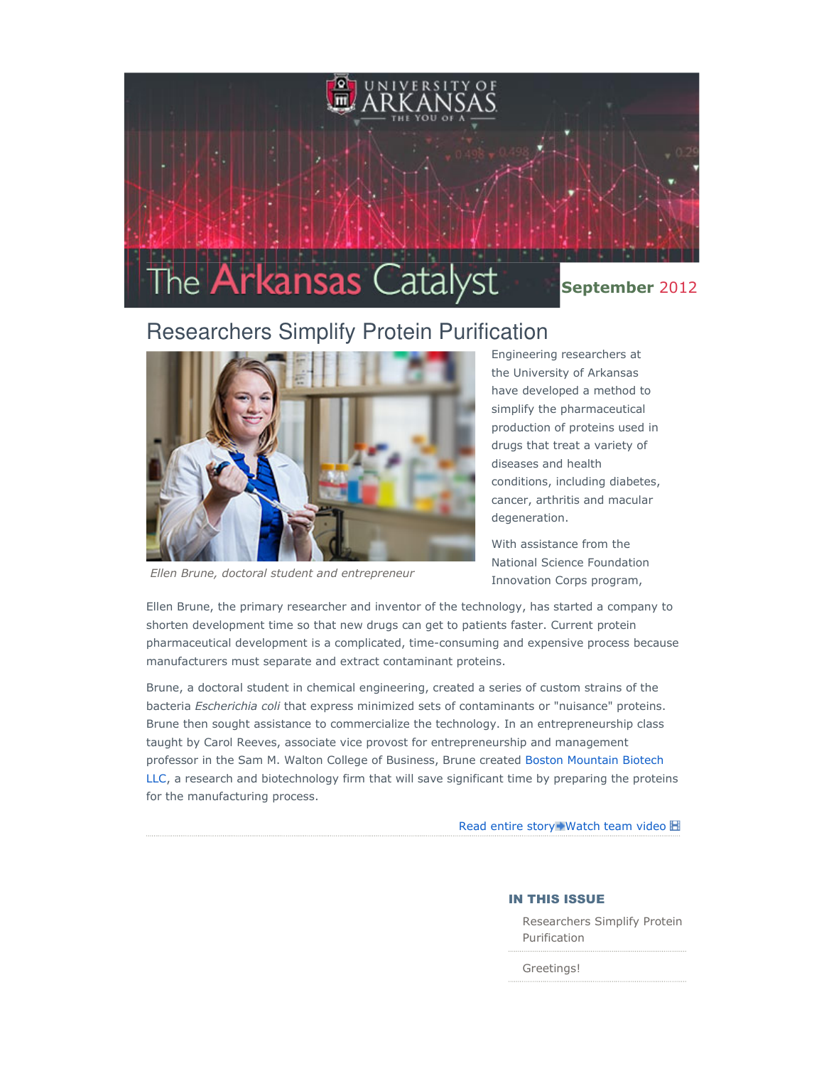# The Arkansas Catalyst

**September** 2012

## Researchers Simplify Protein Purification

*Ellen Brune, doctoral student and entrepreneur*

Engineering researchers at the University of Arkansas have developed a method to simplify the pharmaceutical production of proteins used in drugs that treat a variety of diseases and health conditions, including diabetes, cancer, arthritis and macular degeneration.

With assistance from the National Science Foundation Innovation Corps program, Ellen Brune, the primary researcher and inventor of the technology, has started a company to shorten development time so that new drugs can get to patients faster. Current protein pharmaceutical development is a complicated, time-consuming and expensive process because manufacturers must separate and extract contaminant proteins.

Brune, a doctoral student in chemical engineering, created a series of custom strains of the bacteria *Escherichia coli* that express minimized sets of contaminants or "nuisance" proteins. Brune then sought assistance to commercialize the technology. In an entrepreneurship class taught by Carol Reeves, associate vice provost for entrepreneurship and management professor in the Sam M. Walton College of Business, Brune created Boston Mountain Biotech LLC, a research and biotechnology firm that will save significant time by preparing the proteins for the manufacturing process.

Read entire story Watch team video

### IN THIS ISSUE

- Researchers Simplify Protein Purification
- Greetings!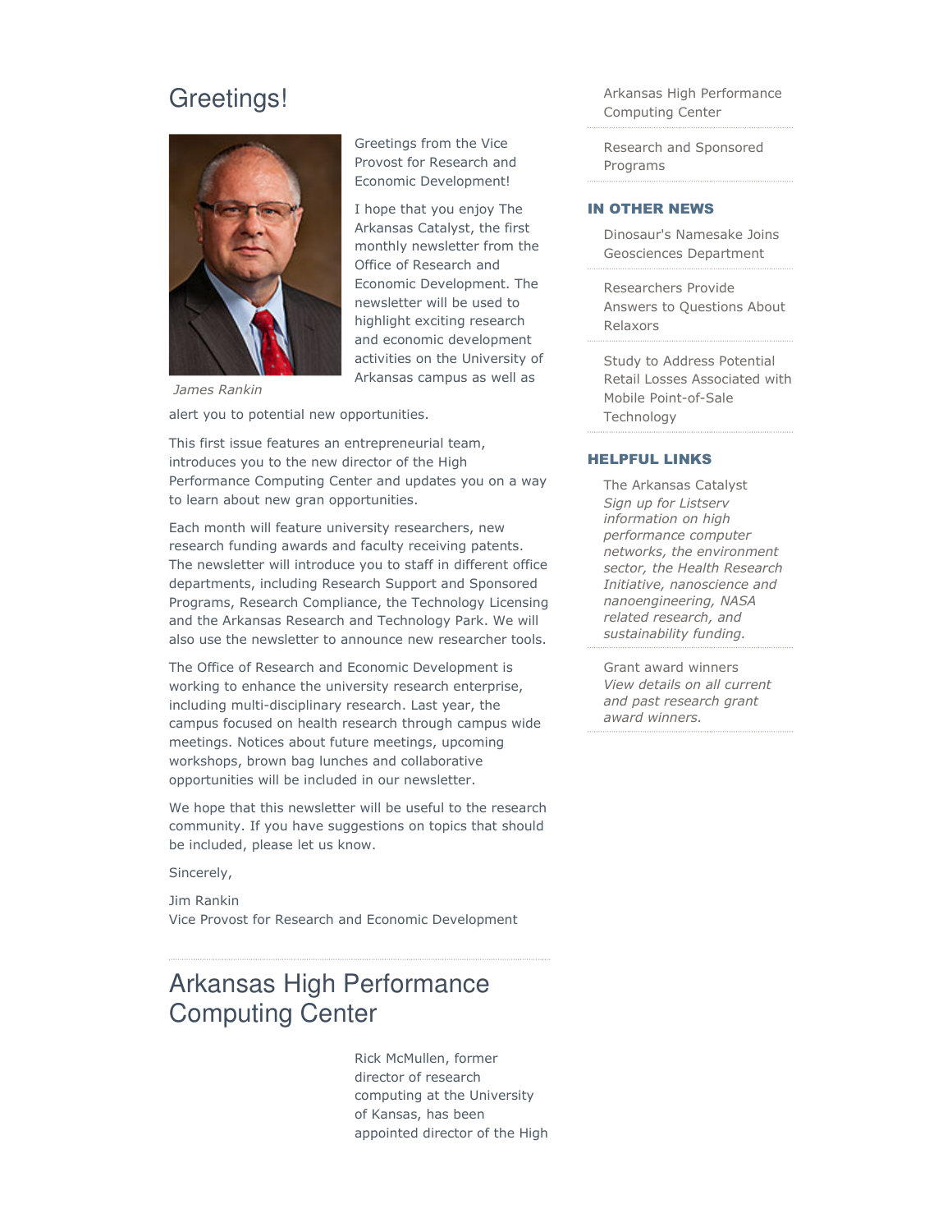# Greetings!

James Rankin

Greetings from the Vice Provost for Research and Economic Development!

I hope that you enjoy The Arkansas Catalyst, the first monthly newsletter from the Office of Research and Economic Development. The newsletter will be used to highlight exciting research and economic development activities on the University of Arkansas campus as well as alert you to potential new opportunities.

This first issue features an entrepreneurial team, introduces you to the new director of the High Performance Computing Center and updates you on a way to learn about new gran opportunities.

Each month will feature university researchers, new research funding awards and faculty receiving patents. The newsletter will introduce you to staff in different office departments, including Research Support and Sponsored Programs, Research Compliance, the Technology Licensing and the Arkansas Research and Technology Park. We will also use the newsletter to announce new researcher tools.

The Office of Research and Economic Development is working to enhance the university research enterprise, including multi-disciplinary research. Last year, the campus focused on health research through campus wide meetings. Notices about future meetings, upcoming workshops, brown bag lunches and collaborative opportunities will be included in our newsletter.

We hope that this newsletter will be useful to the research community. If you have suggestions on topics that should be included, please let us know.

Sincerely,

Jim Rankin
Vice Provost for Research and Economic Development

# Arkansas High Performance Computing Center

Rick McMullen, former director of research computing at the University of Kansas, has been appointed director of the High

---

Arkansas High Performance Computing Center

Research and Sponsored Programs

## IN OTHER NEWS

Dinosaur's Namesake Joins Geosciences Department

Researchers Provide Answers to Questions About Relaxors

Study to Address Potential Retail Losses Associated with Mobile Point-of-Sale Technology

## HELPFUL LINKS

The Arkansas Catalyst
*Sign up for Listserv information on high performance computer networks, the environment sector, the Health Research Initiative, nanoscience and nanoengineering, NASA related research, and sustainability funding.*

Grant award winners
*View details on all current and past research grant award winners.*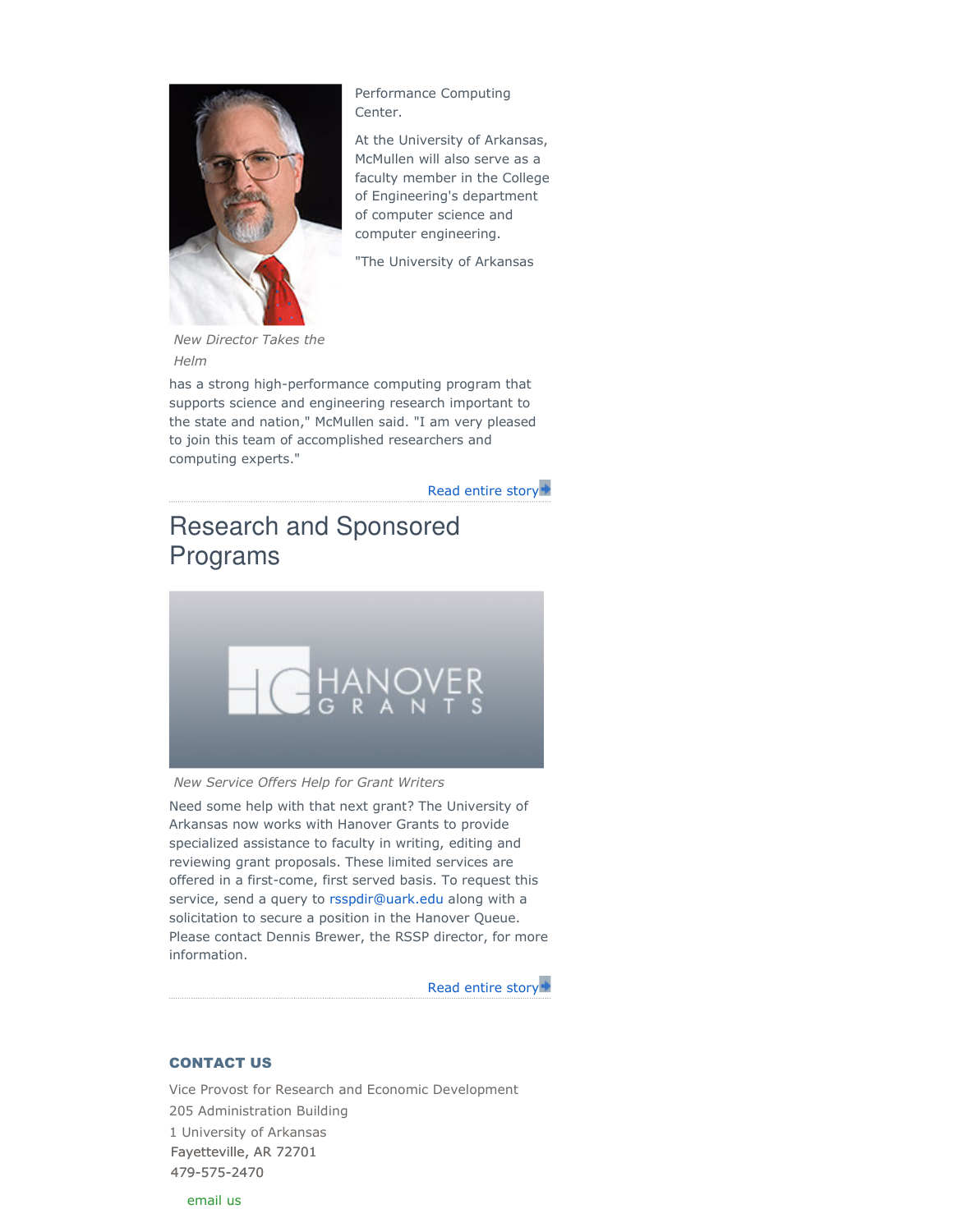Performance Computing Center.

At the University of Arkansas, McMullen will also serve as a faculty member in the College of Engineering's department of computer science and computer engineering.

"The University of Arkansas

*New Director Takes the Helm*

has a strong high-performance computing program that supports science and engineering research important to the state and nation," McMullen said. "I am very pleased to join this team of accomplished researchers and computing experts."

Read entire story

## Research and Sponsored Programs

*New Service Offers Help for Grant Writers*

Need some help with that next grant? The University of Arkansas now works with Hanover Grants to provide specialized assistance to faculty in writing, editing and reviewing grant proposals. These limited services are offered in a first-come, first served basis. To request this service, send a query to rsspdir@uark.edu along with a solicitation to secure a position in the Hanover Queue. Please contact Dennis Brewer, the RSSP director, for more information.

Read entire story

### CONTACT US

Vice Provost for Research and Economic Development
205 Administration Building
1 University of Arkansas
Fayetteville, AR 72701
479-575-2470

email us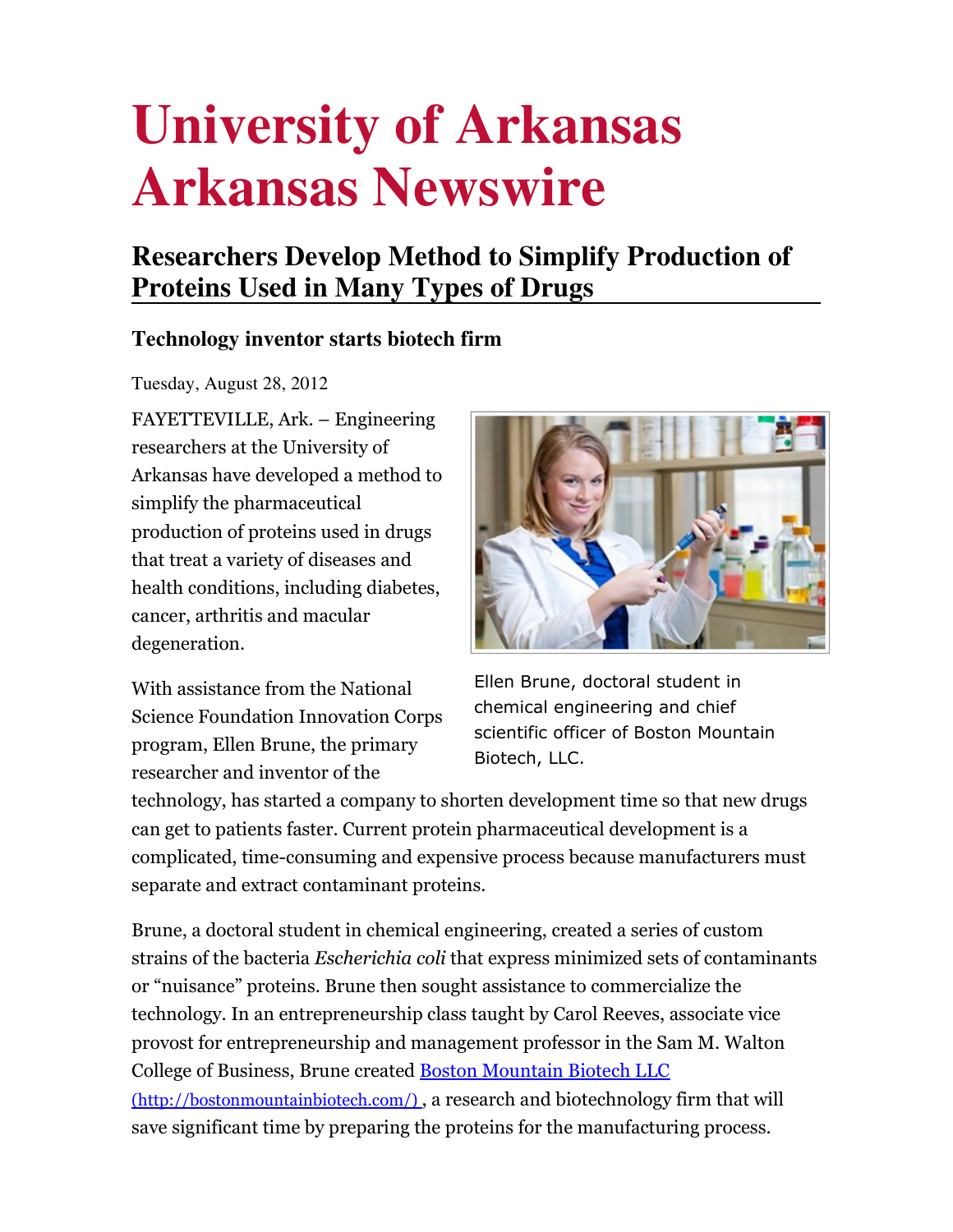# University of Arkansas Arkansas Newswire

## Researchers Develop Method to Simplify Production of Proteins Used in Many Types of Drugs

### Technology inventor starts biotech firm

Tuesday, August 28, 2012

FAYETTEVILLE, Ark. – Engineering researchers at the University of Arkansas have developed a method to simplify the pharmaceutical production of proteins used in drugs that treat a variety of diseases and health conditions, including diabetes, cancer, arthritis and macular degeneration.

Ellen Brune, doctoral student in chemical engineering and chief scientific officer of Boston Mountain Biotech, LLC.

With assistance from the National Science Foundation Innovation Corps program, Ellen Brune, the primary researcher and inventor of the technology, has started a company to shorten development time so that new drugs can get to patients faster. Current protein pharmaceutical development is a complicated, time-consuming and expensive process because manufacturers must separate and extract contaminant proteins.

Brune, a doctoral student in chemical engineering, created a series of custom strains of the bacteria *Escherichia coli* that express minimized sets of contaminants or "nuisance" proteins. Brune then sought assistance to commercialize the technology. In an entrepreneurship class taught by Carol Reeves, associate vice provost for entrepreneurship and management professor in the Sam M. Walton College of Business, Brune created Boston Mountain Biotech LLC (http://bostonmountainbiotech.com/) , a research and biotechnology firm that will save significant time by preparing the proteins for the manufacturing process.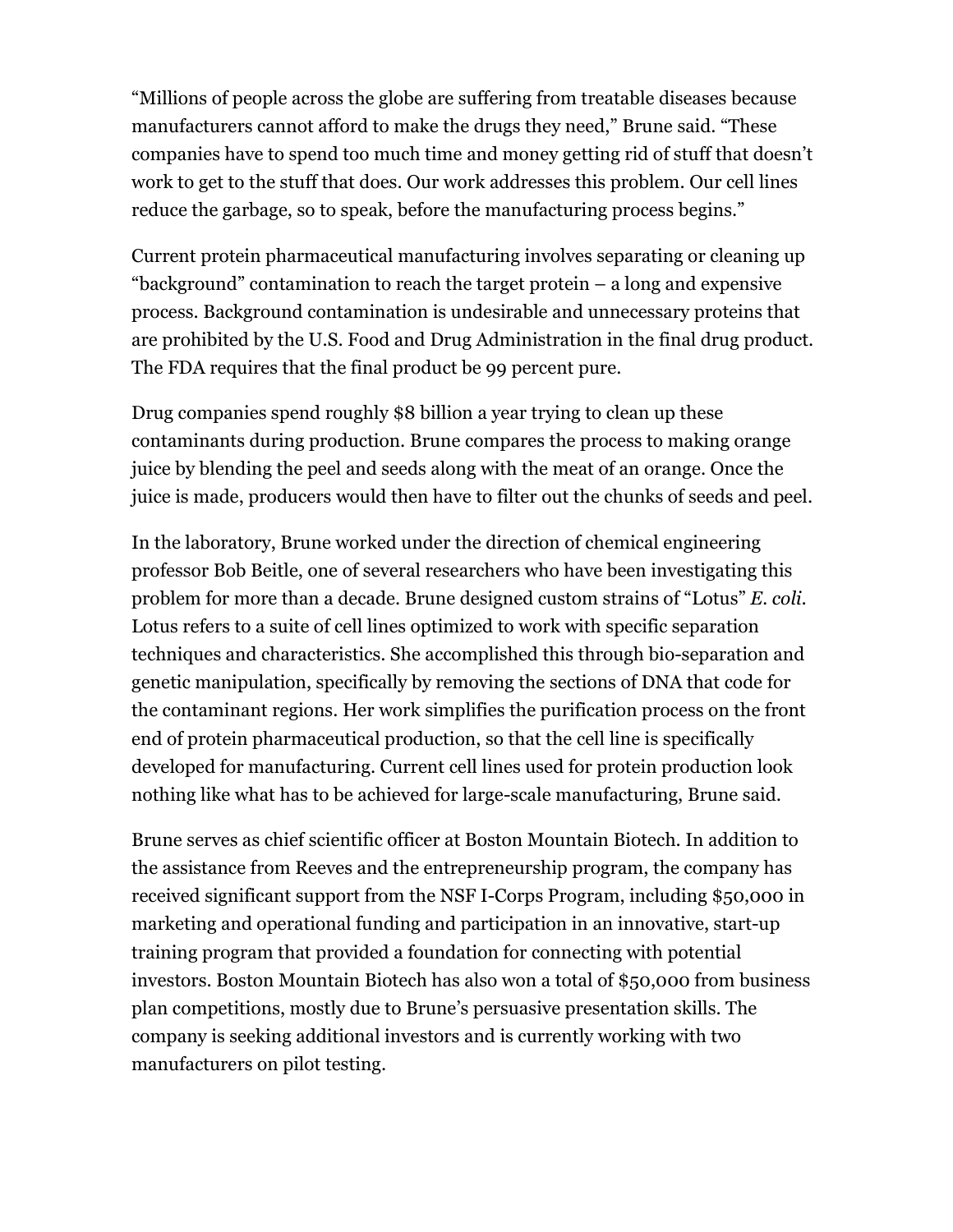“Millions of people across the globe are suffering from treatable diseases because manufacturers cannot afford to make the drugs they need,” Brune said. “These companies have to spend too much time and money getting rid of stuff that doesn’t work to get to the stuff that does. Our work addresses this problem. Our cell lines reduce the garbage, so to speak, before the manufacturing process begins.”

Current protein pharmaceutical manufacturing involves separating or cleaning up “background” contamination to reach the target protein – a long and expensive process. Background contamination is undesirable and unnecessary proteins that are prohibited by the U.S. Food and Drug Administration in the final drug product. The FDA requires that the final product be 99 percent pure.

Drug companies spend roughly $8 billion a year trying to clean up these contaminants during production. Brune compares the process to making orange juice by blending the peel and seeds along with the meat of an orange. Once the juice is made, producers would then have to filter out the chunks of seeds and peel.

In the laboratory, Brune worked under the direction of chemical engineering professor Bob Beitle, one of several researchers who have been investigating this problem for more than a decade. Brune designed custom strains of “Lotus” *E. coli*. Lotus refers to a suite of cell lines optimized to work with specific separation techniques and characteristics. She accomplished this through bio-separation and genetic manipulation, specifically by removing the sections of DNA that code for the contaminant regions. Her work simplifies the purification process on the front end of protein pharmaceutical production, so that the cell line is specifically developed for manufacturing. Current cell lines used for protein production look nothing like what has to be achieved for large-scale manufacturing, Brune said.

Brune serves as chief scientific officer at Boston Mountain Biotech. In addition to the assistance from Reeves and the entrepreneurship program, the company has received significant support from the NSF I-Corps Program, including $50,000 in marketing and operational funding and participation in an innovative, start-up training program that provided a foundation for connecting with potential investors. Boston Mountain Biotech has also won a total of $50,000 from business plan competitions, mostly due to Brune’s persuasive presentation skills. The company is seeking additional investors and is currently working with two manufacturers on pilot testing.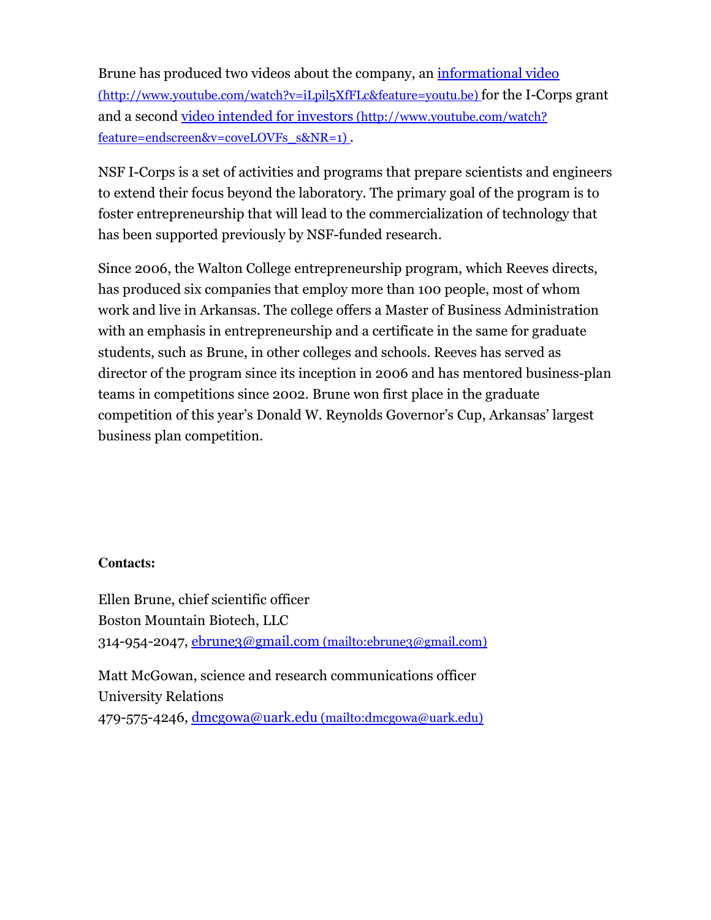Brune has produced two videos about the company, an informational video (http://www.youtube.com/watch?v=iLpil5XfFLc&feature=youtu.be) for the I-Corps grant and a second video intended for investors (http://www.youtube.com/watch?feature=endscreen&v=coveLOVFs_s&NR=1) .

NSF I-Corps is a set of activities and programs that prepare scientists and engineers to extend their focus beyond the laboratory. The primary goal of the program is to foster entrepreneurship that will lead to the commercialization of technology that has been supported previously by NSF-funded research.

Since 2006, the Walton College entrepreneurship program, which Reeves directs, has produced six companies that employ more than 100 people, most of whom work and live in Arkansas. The college offers a Master of Business Administration with an emphasis in entrepreneurship and a certificate in the same for graduate students, such as Brune, in other colleges and schools. Reeves has served as director of the program since its inception in 2006 and has mentored business-plan teams in competitions since 2002. Brune won first place in the graduate competition of this year's Donald W. Reynolds Governor's Cup, Arkansas' largest business plan competition.

**Contacts:**

Ellen Brune, chief scientific officer
Boston Mountain Biotech, LLC
314-954-2047, ebrune3@gmail.com (mailto:ebrune3@gmail.com)

Matt McGowan, science and research communications officer
University Relations
479-575-4246, dmcgowa@uark.edu (mailto:dmcgowa@uark.edu)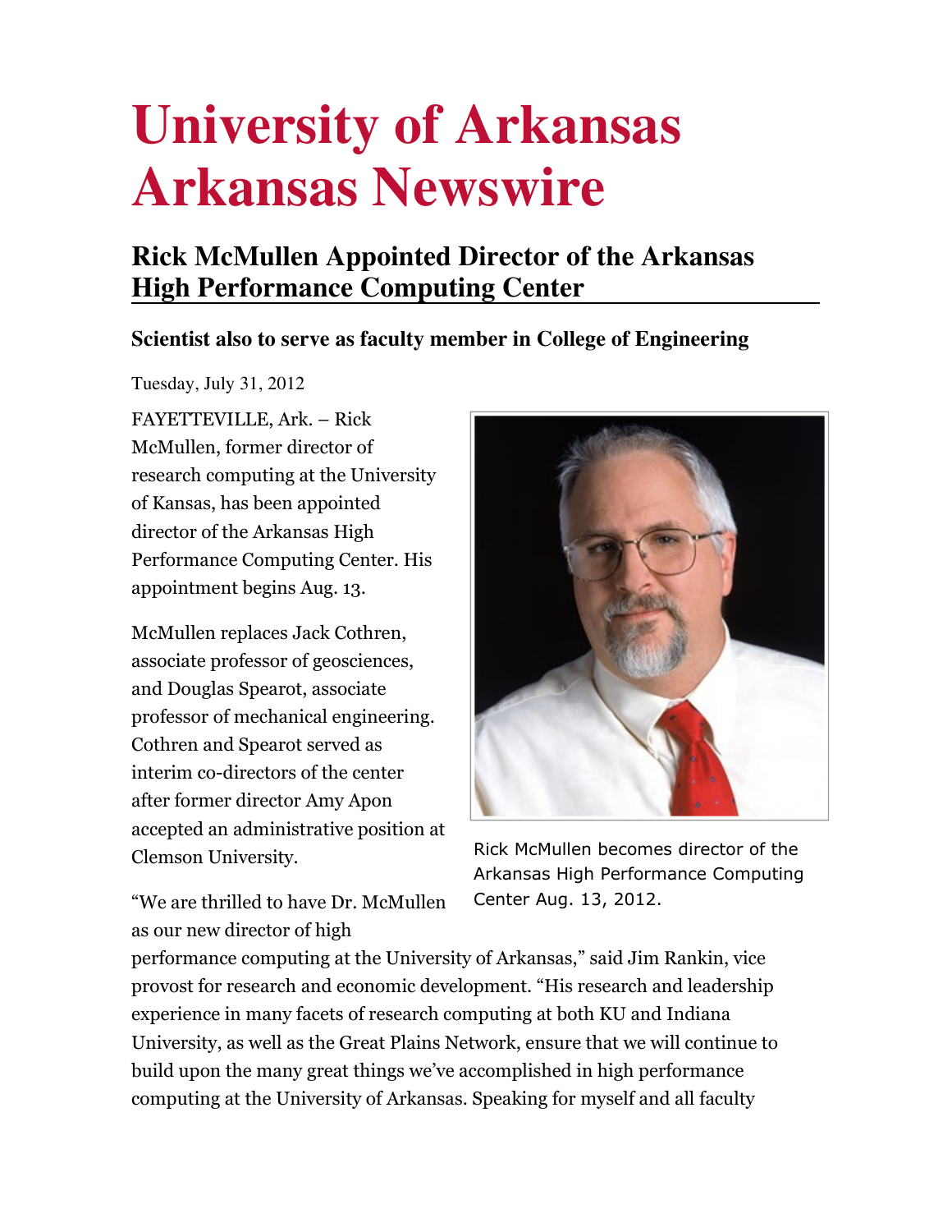# University of Arkansas Arkansas Newswire

## Rick McMullen Appointed Director of the Arkansas High Performance Computing Center

### Scientist also to serve as faculty member in College of Engineering

Tuesday, July 31, 2012

FAYETTEVILLE, Ark. – Rick McMullen, former director of research computing at the University of Kansas, has been appointed director of the Arkansas High Performance Computing Center. His appointment begins Aug. 13.

McMullen replaces Jack Cothren, associate professor of geosciences, and Douglas Spearot, associate professor of mechanical engineering. Cothren and Spearot served as interim co-directors of the center after former director Amy Apon accepted an administrative position at Clemson University.

Rick McMullen becomes director of the Arkansas High Performance Computing Center Aug. 13, 2012.

"We are thrilled to have Dr. McMullen as our new director of high performance computing at the University of Arkansas," said Jim Rankin, vice provost for research and economic development. "His research and leadership experience in many facets of research computing at both KU and Indiana University, as well as the Great Plains Network, ensure that we will continue to build upon the many great things we've accomplished in high performance computing at the University of Arkansas. Speaking for myself and all faculty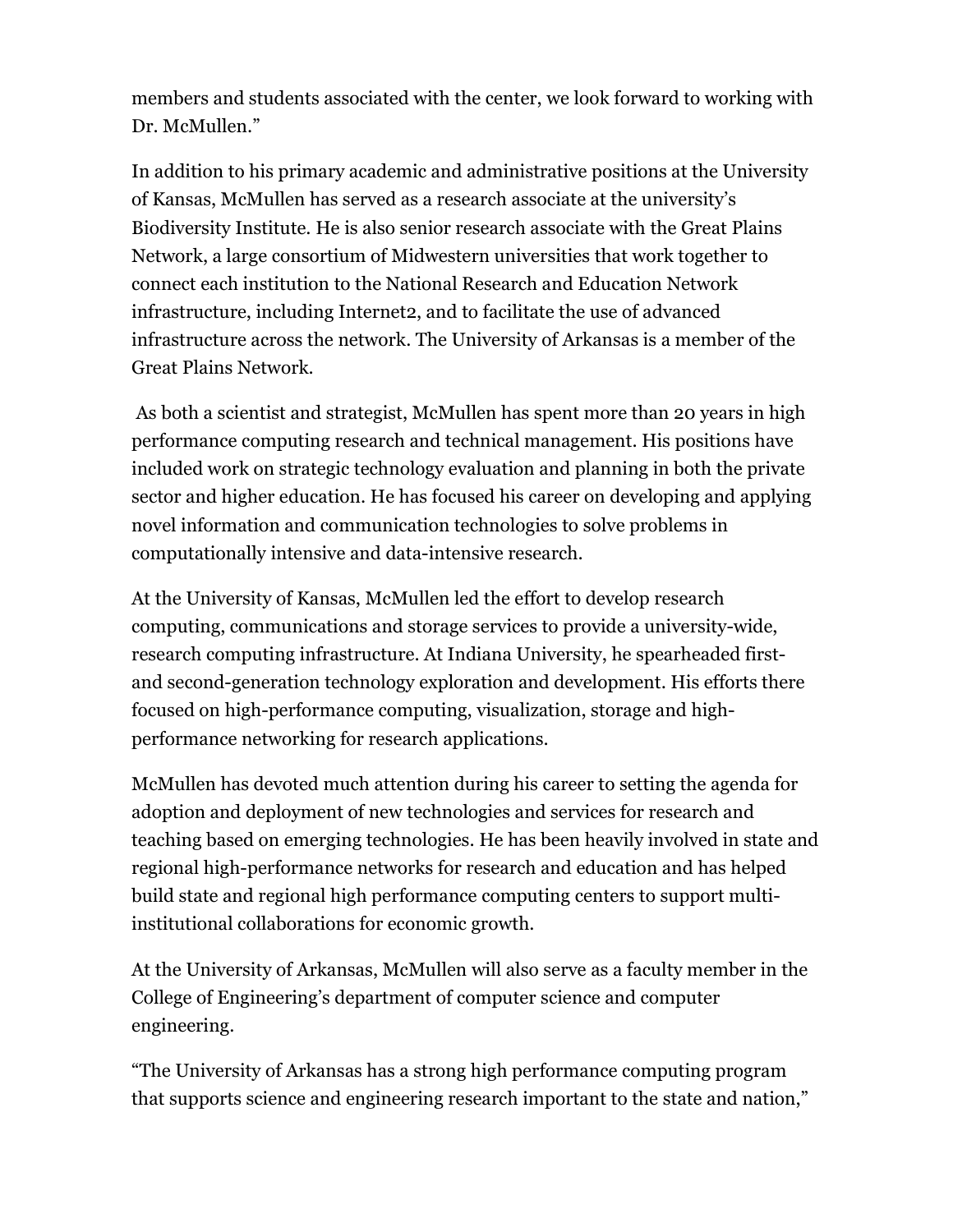members and students associated with the center, we look forward to working with Dr. McMullen."

In addition to his primary academic and administrative positions at the University of Kansas, McMullen has served as a research associate at the university's Biodiversity Institute. He is also senior research associate with the Great Plains Network, a large consortium of Midwestern universities that work together to connect each institution to the National Research and Education Network infrastructure, including Internet2, and to facilitate the use of advanced infrastructure across the network. The University of Arkansas is a member of the Great Plains Network.

As both a scientist and strategist, McMullen has spent more than 20 years in high performance computing research and technical management. His positions have included work on strategic technology evaluation and planning in both the private sector and higher education. He has focused his career on developing and applying novel information and communication technologies to solve problems in computationally intensive and data-intensive research.

At the University of Kansas, McMullen led the effort to develop research computing, communications and storage services to provide a university-wide, research computing infrastructure. At Indiana University, he spearheaded first- and second-generation technology exploration and development. His efforts there focused on high-performance computing, visualization, storage and high-performance networking for research applications.

McMullen has devoted much attention during his career to setting the agenda for adoption and deployment of new technologies and services for research and teaching based on emerging technologies. He has been heavily involved in state and regional high-performance networks for research and education and has helped build state and regional high performance computing centers to support multi-institutional collaborations for economic growth.

At the University of Arkansas, McMullen will also serve as a faculty member in the College of Engineering's department of computer science and computer engineering.

"The University of Arkansas has a strong high performance computing program that supports science and engineering research important to the state and nation,"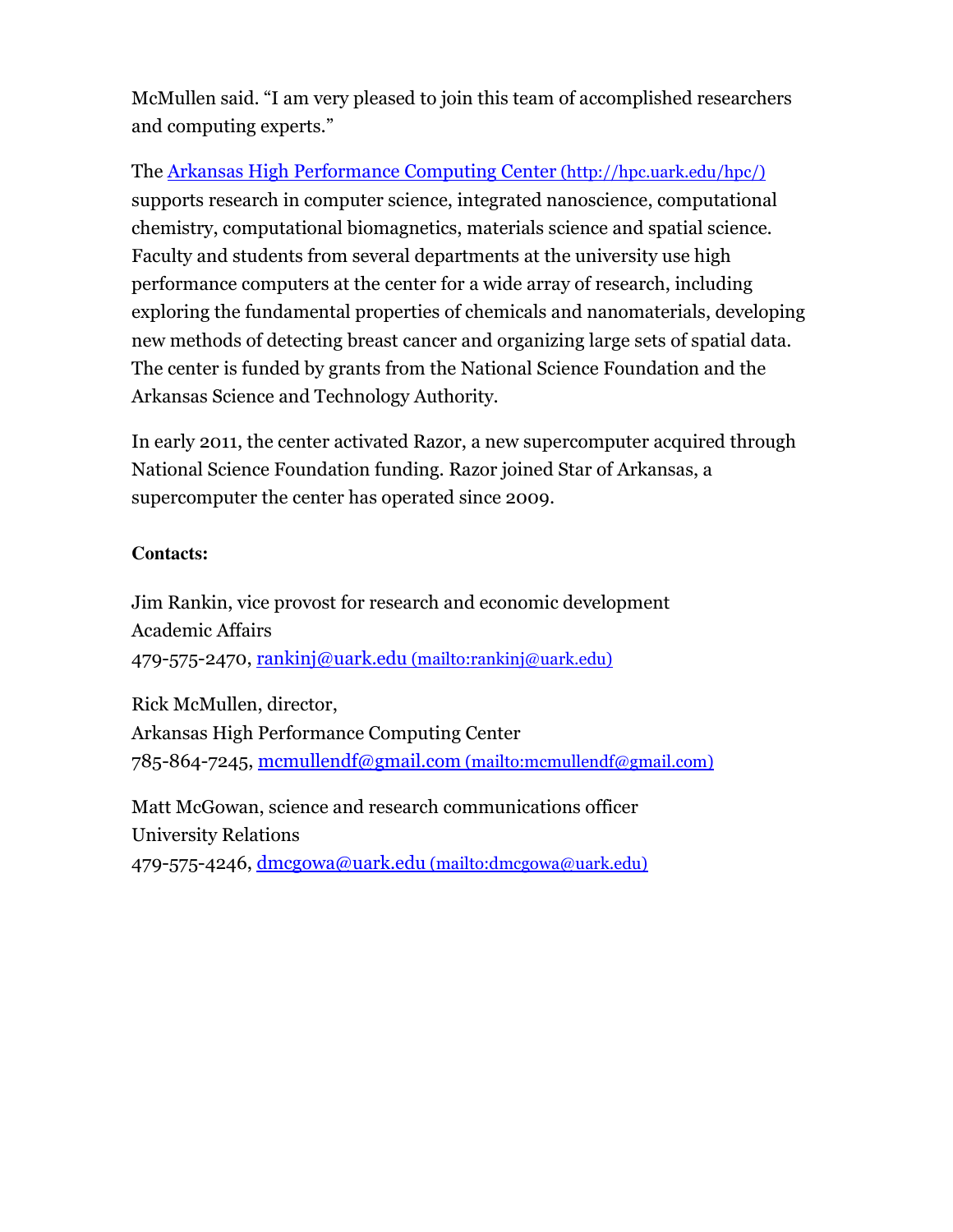McMullen said. “I am very pleased to join this team of accomplished researchers and computing experts.”

The [Arkansas High Performance Computing Center (http://hpc.uark.edu/hpc/)](http://hpc.uark.edu/hpc/) supports research in computer science, integrated nanoscience, computational chemistry, computational biomagnetics, materials science and spatial science. Faculty and students from several departments at the university use high performance computers at the center for a wide array of research, including exploring the fundamental properties of chemicals and nanomaterials, developing new methods of detecting breast cancer and organizing large sets of spatial data. The center is funded by grants from the National Science Foundation and the Arkansas Science and Technology Authority.

In early 2011, the center activated Razor, a new supercomputer acquired through National Science Foundation funding. Razor joined Star of Arkansas, a supercomputer the center has operated since 2009.

**Contacts:**

Jim Rankin, vice provost for research and economic development
Academic Affairs
479-575-2470, [rankinj@uark.edu (mailto:rankinj@uark.edu)](mailto:rankinj@uark.edu)

Rick McMullen, director,
Arkansas High Performance Computing Center
785-864-7245, [mcmullendf@gmail.com (mailto:mcmullendf@gmail.com)](mailto:mcmullendf@gmail.com)

Matt McGowan, science and research communications officer
University Relations
479-575-4246, [dmcgowa@uark.edu (mailto:dmcgowa@uark.edu)](mailto:dmcgowa@uark.edu)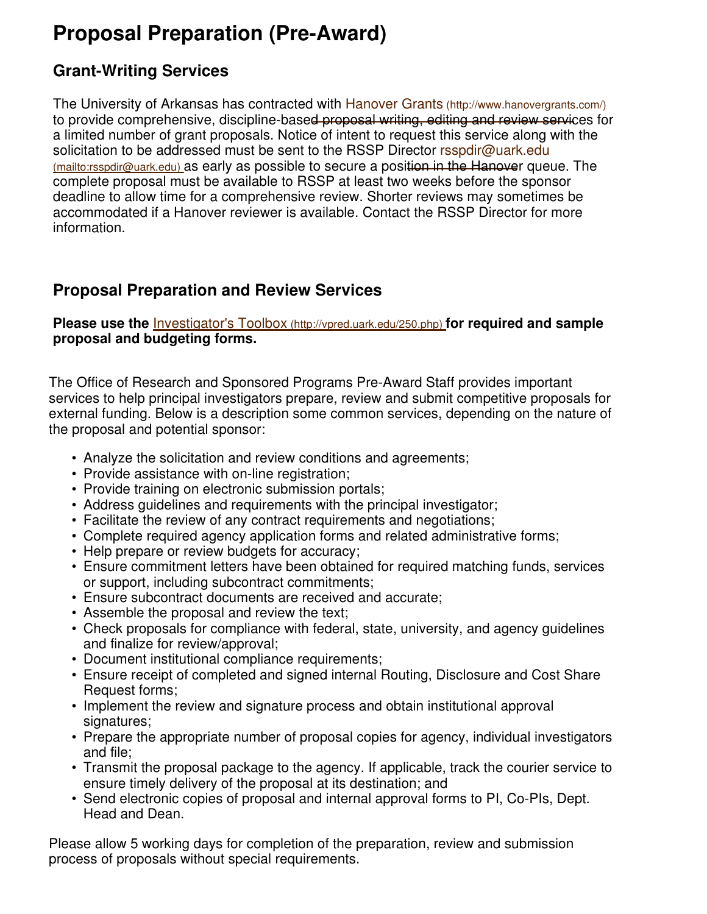# Proposal Preparation (Pre-Award)

## Grant-Writing Services

The University of Arkansas has contracted with Hanover Grants (http://www.hanovergrants.com/) to provide comprehensive, discipline-based proposal writing, editing and review services for a limited number of grant proposals. Notice of intent to request this service along with the solicitation to be addressed must be sent to the RSSP Director rsspdir@uark.edu (mailto:rsspdir@uark.edu) as early as possible to secure a position in the Hanover queue. The complete proposal must be available to RSSP at least two weeks before the sponsor deadline to allow time for a comprehensive review. Shorter reviews may sometimes be accommodated if a Hanover reviewer is available. Contact the RSSP Director for more information.

## Proposal Preparation and Review Services

**Please use the Investigator's Toolbox (http://vpred.uark.edu/250.php) for required and sample proposal and budgeting forms.**

The Office of Research and Sponsored Programs Pre-Award Staff provides important services to help principal investigators prepare, review and submit competitive proposals for external funding. Below is a description some common services, depending on the nature of the proposal and potential sponsor:

- Analyze the solicitation and review conditions and agreements;
- Provide assistance with on-line registration;
- Provide training on electronic submission portals;
- Address guidelines and requirements with the principal investigator;
- Facilitate the review of any contract requirements and negotiations;
- Complete required agency application forms and related administrative forms;
- Help prepare or review budgets for accuracy;
- Ensure commitment letters have been obtained for required matching funds, services or support, including subcontract commitments;
- Ensure subcontract documents are received and accurate;
- Assemble the proposal and review the text;
- Check proposals for compliance with federal, state, university, and agency guidelines and finalize for review/approval;
- Document institutional compliance requirements;
- Ensure receipt of completed and signed internal Routing, Disclosure and Cost Share Request forms;
- Implement the review and signature process and obtain institutional approval signatures;
- Prepare the appropriate number of proposal copies for agency, individual investigators and file;
- Transmit the proposal package to the agency. If applicable, track the courier service to ensure timely delivery of the proposal at its destination; and
- Send electronic copies of proposal and internal approval forms to PI, Co-PIs, Dept. Head and Dean.

Please allow 5 working days for completion of the preparation, review and submission process of proposals without special requirements.